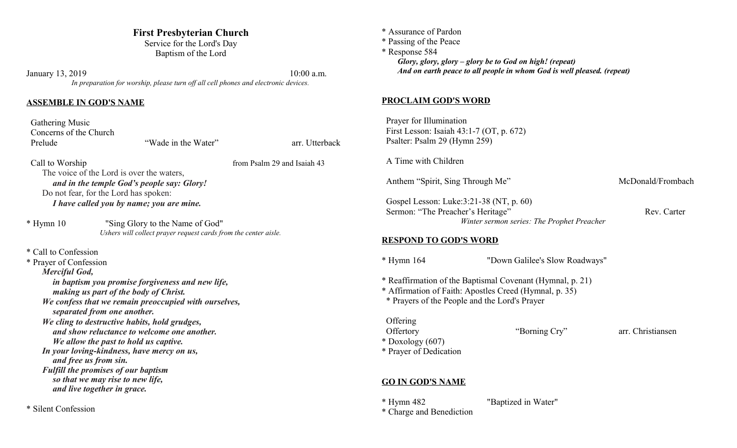# First Presbyterian Church

Service for the Lord's Day
Baptism of the Lord

January 13, 2019 10:00 a.m.

*In preparation for worship, please turn off all cell phones and electronic devices.*

## ASSEMBLE IN GOD'S NAME

Gathering Music
Concerns of the Church
Prelude "Wade in the Water" arr. Utterback

Call to Worship from Psalm 29 and Isaiah 43

The voice of the Lord is over the waters,
***and in the temple God's people say: Glory!***
Do not fear, for the Lord has spoken:
***I have called you by name; you are mine.***

\* Hymn 10 "Sing Glory to the Name of God"
*Ushers will collect prayer request cards from the center aisle.*

\* Call to Confession
\* Prayer of Confession

***Merciful God,***
***in baptism you promise forgiveness and new life,***
***making us part of the body of Christ.***
***We confess that we remain preoccupied with ourselves,***
***separated from one another.***
***We cling to destructive habits, hold grudges,***
***and show reluctance to welcome one another.***
***We allow the past to hold us captive.***
***In your loving-kindness, have mercy on us,***
***and free us from sin.***
***Fulfill the promises of our baptism***
***so that we may rise to new life,***
***and live together in grace.***

\* Silent Confession
\* Assurance of Pardon
\* Passing of the Peace
\* Response 584

***Glory, glory, glory – glory be to God on high! (repeat)***
***And on earth peace to all people in whom God is well pleased. (repeat)***

## PROCLAIM GOD'S WORD

Prayer for Illumination
First Lesson: Isaiah 43:1-7 (OT, p. 672)
Psalter: Psalm 29 (Hymn 259)

A Time with Children

Anthem "Spirit, Sing Through Me" McDonald/Frombach

Gospel Lesson: Luke:3:21-38 (NT, p. 60)
Sermon: "The Preacher's Heritage" Rev. Carter
*Winter sermon series: The Prophet Preacher*

## RESPOND TO GOD'S WORD

\* Hymn 164 "Down Galilee's Slow Roadways"

\* Reaffirmation of the Baptismal Covenant (Hymnal, p. 21)
\* Affirmation of Faith: Apostles Creed (Hymnal, p. 35)
\* Prayers of the People and the Lord's Prayer

Offering
Offertory "Borning Cry" arr. Christiansen
\* Doxology (607)
\* Prayer of Dedication

## GO IN GOD'S NAME

\* Hymn 482 "Baptized in Water"
\* Charge and Benediction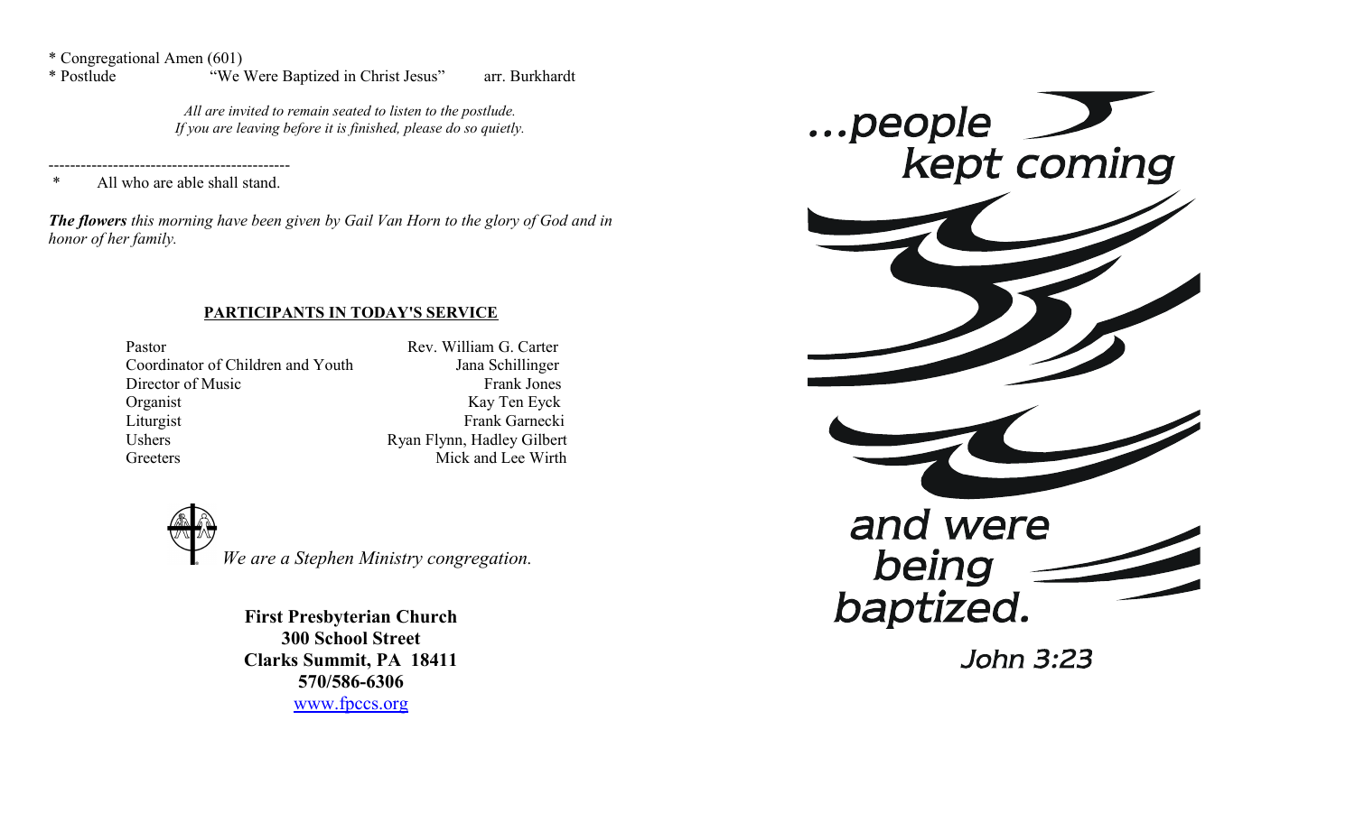\* Congregational Amen (601)
\* Postlude "We Were Baptized in Christ Jesus" arr. Burkhardt

*All are invited to remain seated to listen to the postlude.*
*If you are leaving before it is finished, please do so quietly.*

---

\* All who are able shall stand.

***The flowers*** *this morning have been given by Gail Van Horn to the glory of God and in honor of her family.*

**PARTICIPANTS IN TODAY'S SERVICE**

| | |
|---|---|
| Pastor | Rev. William G. Carter |
| Coordinator of Children and Youth | Jana Schillinger |
| Director of Music | Frank Jones |
| Organist | Kay Ten Eyck |
| Liturgist | Frank Garnecki |
| Ushers | Ryan Flynn, Hadley Gilbert |
| Greeters | Mick and Lee Wirth |

*We are a Stephen Ministry congregation.*

**First Presbyterian Church**
**300 School Street**
**Clarks Summit, PA 18411**
**570/586-6306**
www.fpccs.org

...people kept coming and were being baptized.

John 3:23